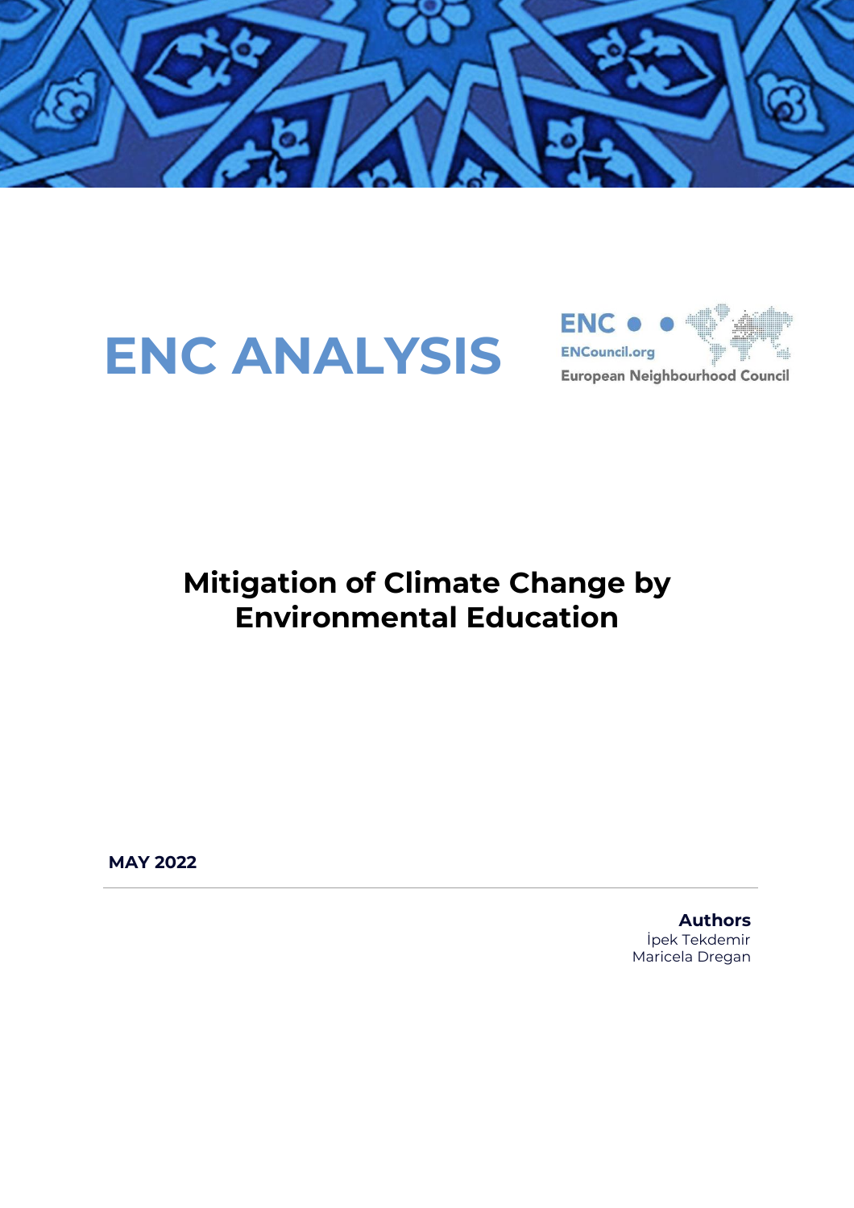ENC ANALYSIS

ENC
ENCouncil.org
European Neighbourhood Council

# Mitigation of Climate Change by Environmental Education

**MAY 2022**

**Authors**
İpek Tekdemir
Maricela Dregan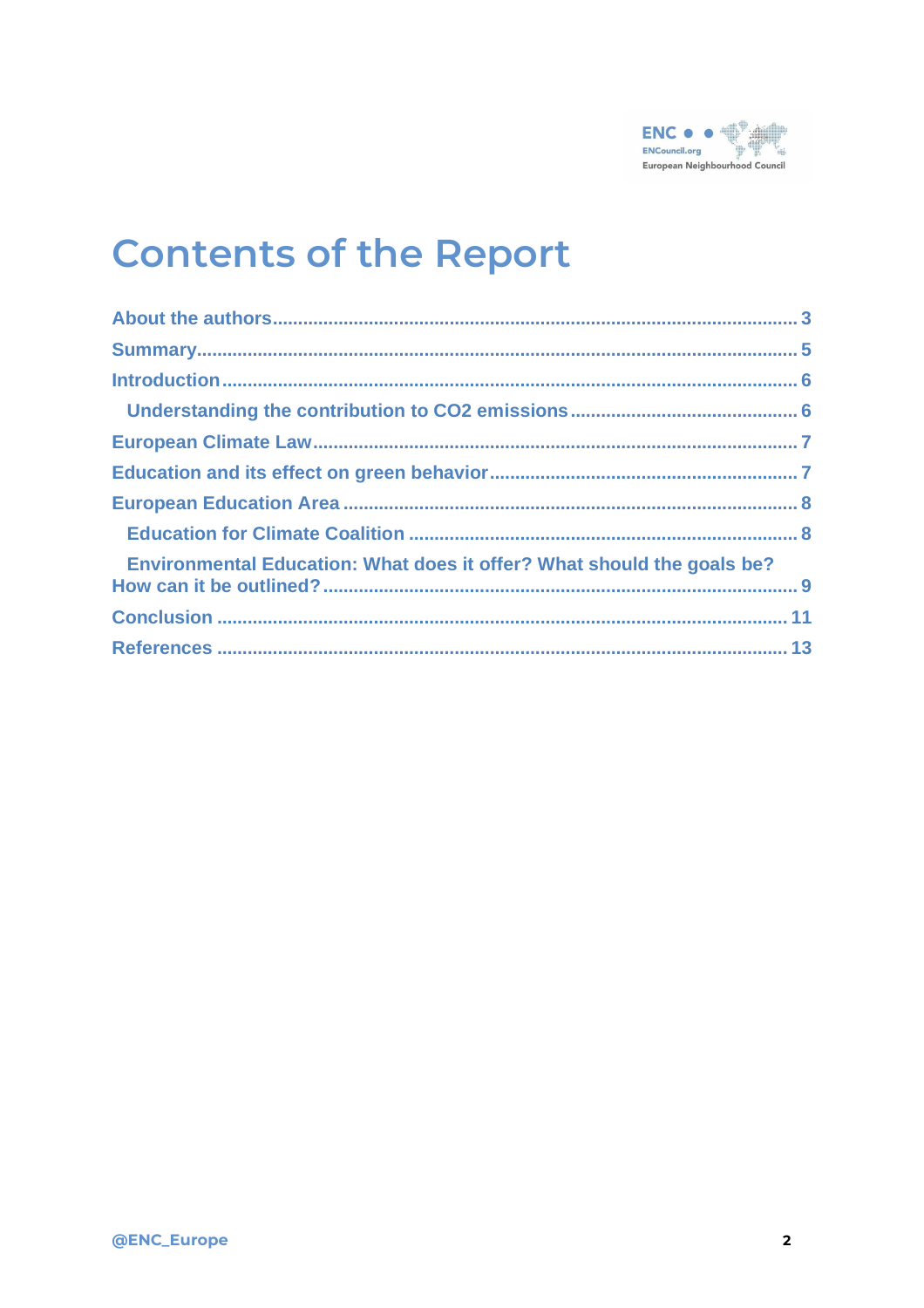# Contents of the Report

About the authors ........................................................................................................ 3

Summary ........................................................................................................................ 5

Introduction ................................................................................................................... 6

  Understanding the contribution to $CO_2$ emissions ............................................. 6

European Climate Law .................................................................................................. 7

Education and its effect on green behavior ................................................................ 7

European Education Area ............................................................................................ 8

  Education for Climate Coalition ................................................................................ 8

  Environmental Education: What does it offer? What should the goals be? How can it be outlined? ........................................................................................................... 9

Conclusion ................................................................................................................... 11

References .................................................................................................................... 13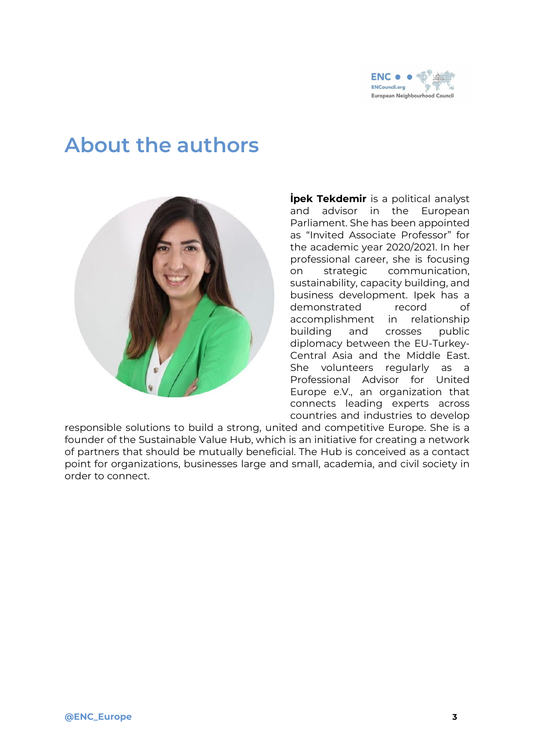# About the authors

**İpek Tekdemir** is a political analyst and advisor in the European Parliament. She has been appointed as "Invited Associate Professor" for the academic year 2020/2021. In her professional career, she is focusing on strategic communication, sustainability, capacity building, and business development. Ipek has a demonstrated record of accomplishment in relationship building and crosses public diplomacy between the EU-Turkey-Central Asia and the Middle East. She volunteers regularly as a Professional Advisor for United Europe e.V., an organization that connects leading experts across countries and industries to develop responsible solutions to build a strong, united and competitive Europe. She is a founder of the Sustainable Value Hub, which is an initiative for creating a network of partners that should be mutually beneficial. The Hub is conceived as a contact point for organizations, businesses large and small, academia, and civil society in order to connect.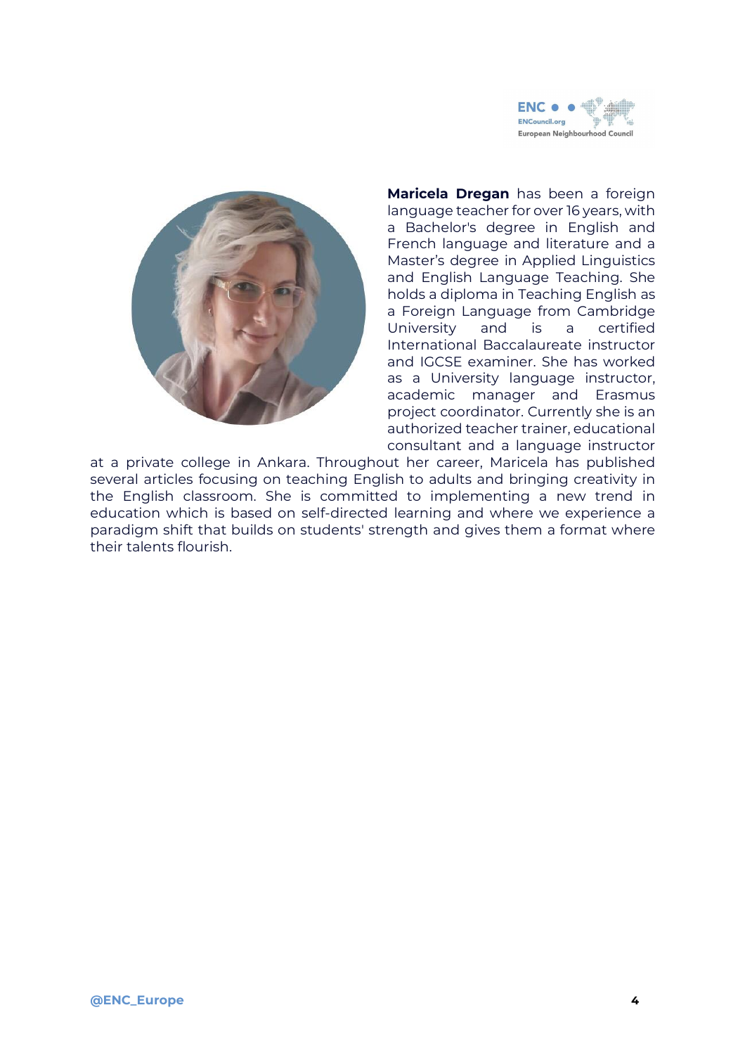**Maricela Dregan** has been a foreign language teacher for over 16 years, with a Bachelor's degree in English and French language and literature and a Master's degree in Applied Linguistics and English Language Teaching. She holds a diploma in Teaching English as a Foreign Language from Cambridge University and is a certified International Baccalaureate instructor and IGCSE examiner. She has worked as a University language instructor, academic manager and Erasmus project coordinator. Currently she is an authorized teacher trainer, educational consultant and a language instructor at a private college in Ankara. Throughout her career, Maricela has published several articles focusing on teaching English to adults and bringing creativity in the English classroom. She is committed to implementing a new trend in education which is based on self-directed learning and where we experience a paradigm shift that builds on students' strength and gives them a format where their talents flourish.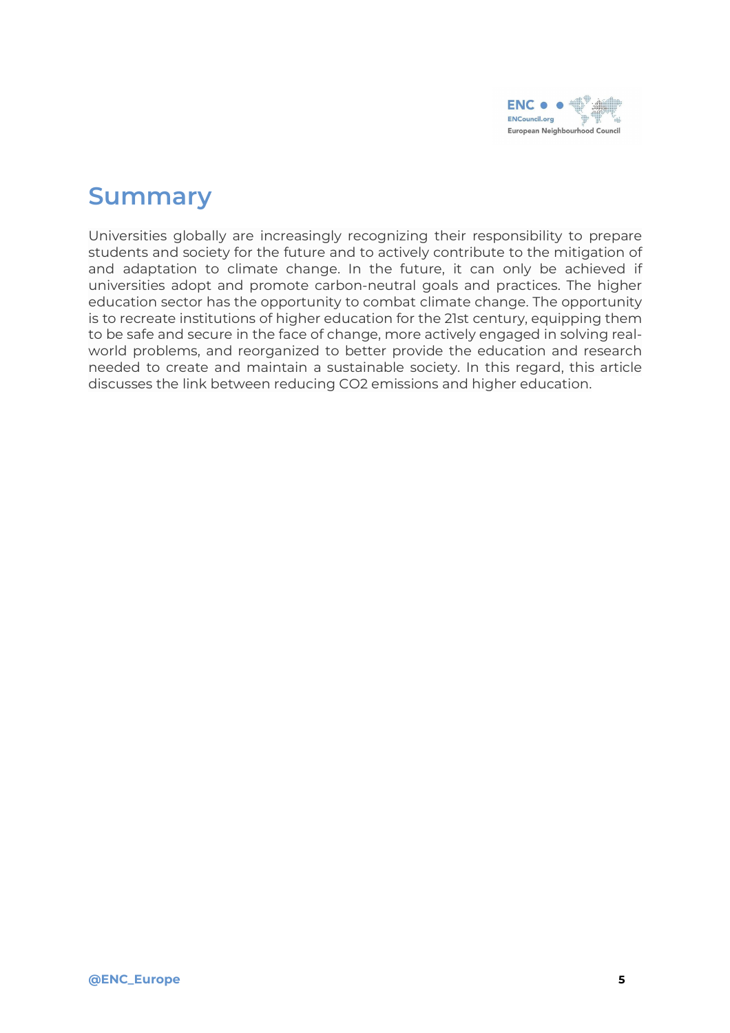## Summary

Universities globally are increasingly recognizing their responsibility to prepare students and society for the future and to actively contribute to the mitigation of and adaptation to climate change. In the future, it can only be achieved if universities adopt and promote carbon-neutral goals and practices. The higher education sector has the opportunity to combat climate change. The opportunity is to recreate institutions of higher education for the 21st century, equipping them to be safe and secure in the face of change, more actively engaged in solving real-world problems, and reorganized to better provide the education and research needed to create and maintain a sustainable society. In this regard, this article discusses the link between reducing $CO_2$ emissions and higher education.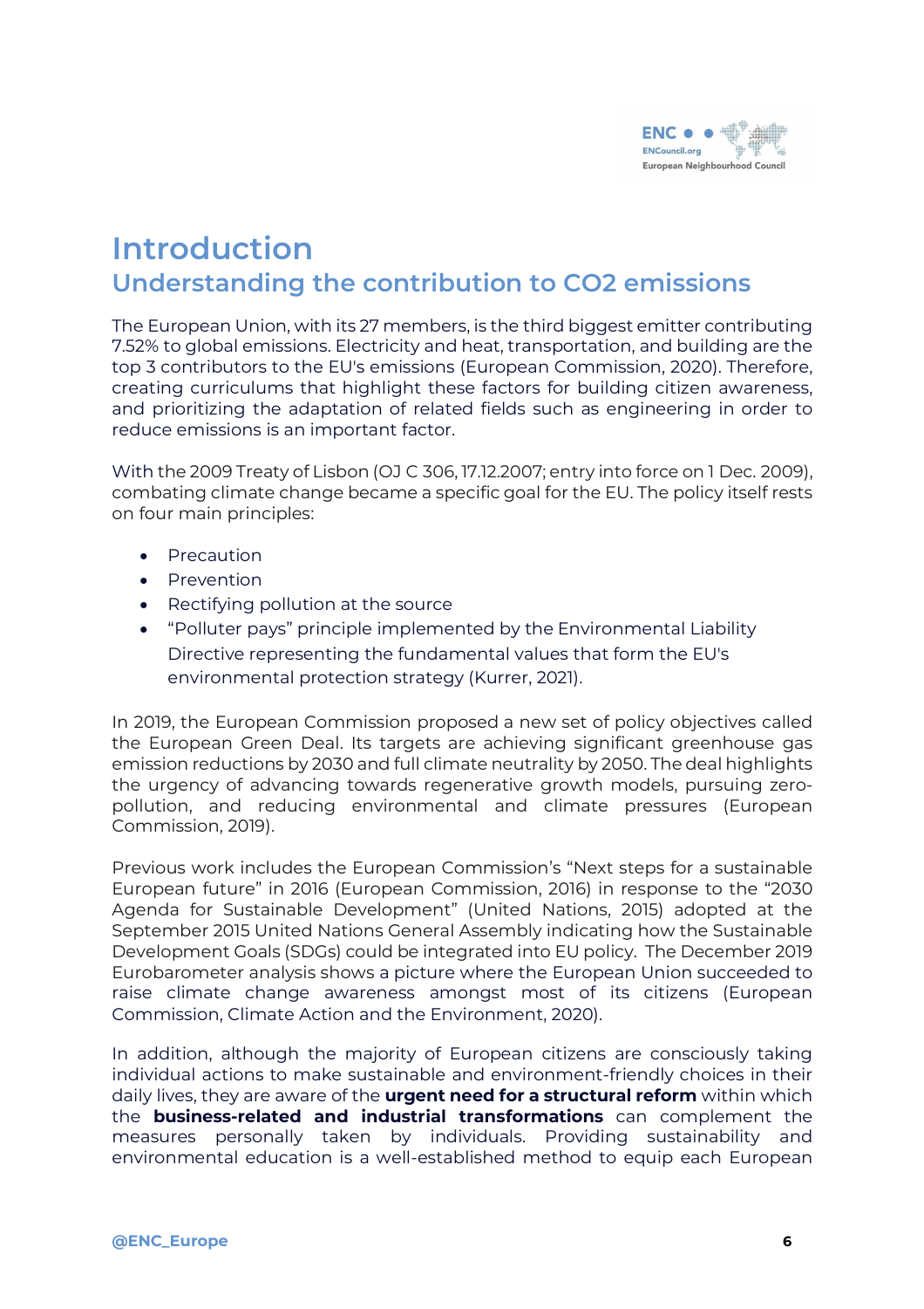# Introduction

## Understanding the contribution to CO2 emissions

The European Union, with its 27 members, is the third biggest emitter contributing 7.52% to global emissions. Electricity and heat, transportation, and building are the top 3 contributors to the EU's emissions (European Commission, 2020). Therefore, creating curriculums that highlight these factors for building citizen awareness, and prioritizing the adaptation of related fields such as engineering in order to reduce emissions is an important factor.

With the 2009 Treaty of Lisbon (OJ C 306, 17.12.2007; entry into force on 1 Dec. 2009), combating climate change became a specific goal for the EU. The policy itself rests on four main principles:

- Precaution
- Prevention
- Rectifying pollution at the source
- "Polluter pays" principle implemented by the Environmental Liability Directive representing the fundamental values that form the EU's environmental protection strategy (Kurrer, 2021).

In 2019, the European Commission proposed a new set of policy objectives called the European Green Deal. Its targets are achieving significant greenhouse gas emission reductions by 2030 and full climate neutrality by 2050. The deal highlights the urgency of advancing towards regenerative growth models, pursuing zero-pollution, and reducing environmental and climate pressures (European Commission, 2019).

Previous work includes the European Commission's "Next steps for a sustainable European future" in 2016 (European Commission, 2016) in response to the "2030 Agenda for Sustainable Development" (United Nations, 2015) adopted at the September 2015 United Nations General Assembly indicating how the Sustainable Development Goals (SDGs) could be integrated into EU policy. The December 2019 Eurobarometer analysis shows a picture where the European Union succeeded to raise climate change awareness amongst most of its citizens (European Commission, Climate Action and the Environment, 2020).

In addition, although the majority of European citizens are consciously taking individual actions to make sustainable and environment-friendly choices in their daily lives, they are aware of the **urgent need for a structural reform** within which the **business-related and industrial transformations** can complement the measures personally taken by individuals. Providing sustainability and environmental education is a well-established method to equip each European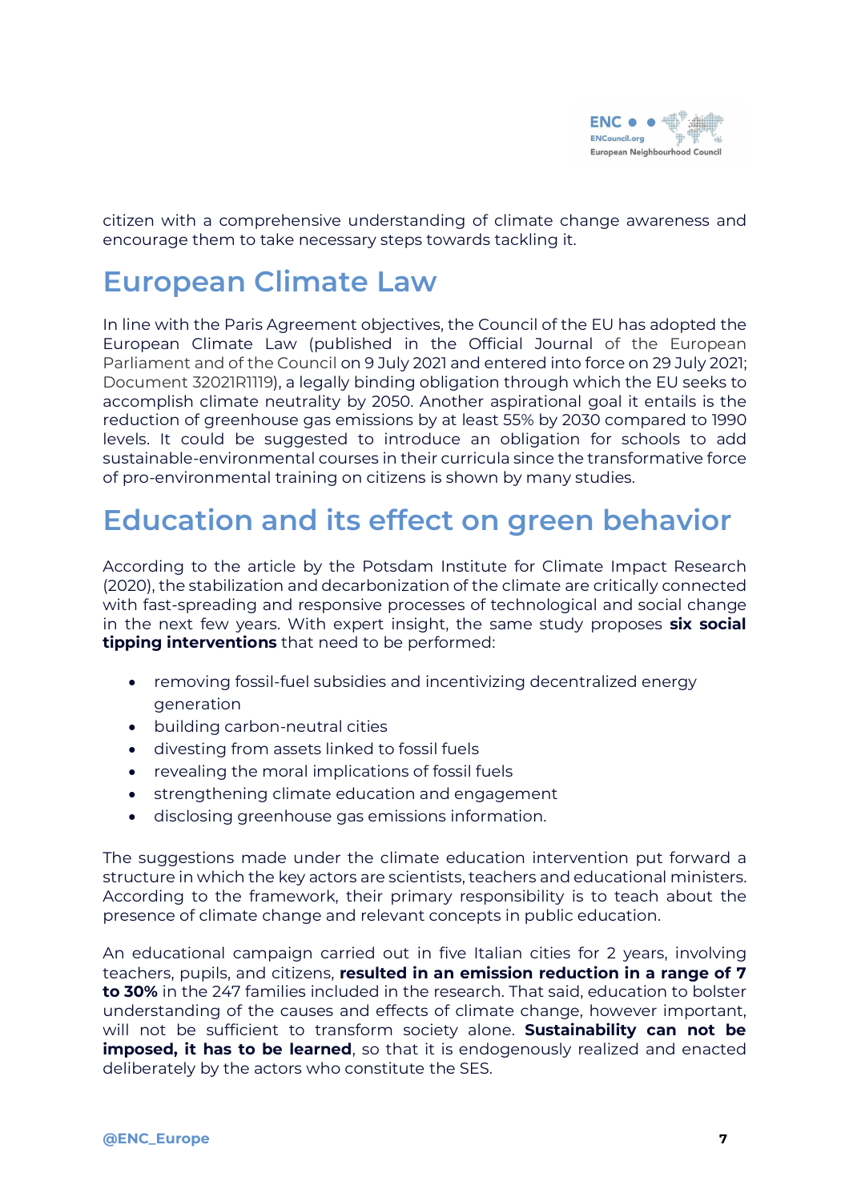citizen with a comprehensive understanding of climate change awareness and encourage them to take necessary steps towards tackling it.

## European Climate Law

In line with the Paris Agreement objectives, the Council of the EU has adopted the European Climate Law (published in the Official Journal of the European Parliament and of the Council on 9 July 2021 and entered into force on 29 July 2021; Document 32021R1119), a legally binding obligation through which the EU seeks to accomplish climate neutrality by 2050. Another aspirational goal it entails is the reduction of greenhouse gas emissions by at least 55% by 2030 compared to 1990 levels. It could be suggested to introduce an obligation for schools to add sustainable-environmental courses in their curricula since the transformative force of pro-environmental training on citizens is shown by many studies.

## Education and its effect on green behavior

According to the article by the Potsdam Institute for Climate Impact Research (2020), the stabilization and decarbonization of the climate are critically connected with fast-spreading and responsive processes of technological and social change in the next few years. With expert insight, the same study proposes **six social tipping interventions** that need to be performed:

- removing fossil-fuel subsidies and incentivizing decentralized energy generation
- building carbon-neutral cities
- divesting from assets linked to fossil fuels
- revealing the moral implications of fossil fuels
- strengthening climate education and engagement
- disclosing greenhouse gas emissions information.

The suggestions made under the climate education intervention put forward a structure in which the key actors are scientists, teachers and educational ministers. According to the framework, their primary responsibility is to teach about the presence of climate change and relevant concepts in public education.

An educational campaign carried out in five Italian cities for 2 years, involving teachers, pupils, and citizens, **resulted in an emission reduction in a range of 7 to 30%** in the 247 families included in the research. That said, education to bolster understanding of the causes and effects of climate change, however important, will not be sufficient to transform society alone. **Sustainability can not be imposed, it has to be learned**, so that it is endogenously realized and enacted deliberately by the actors who constitute the SES.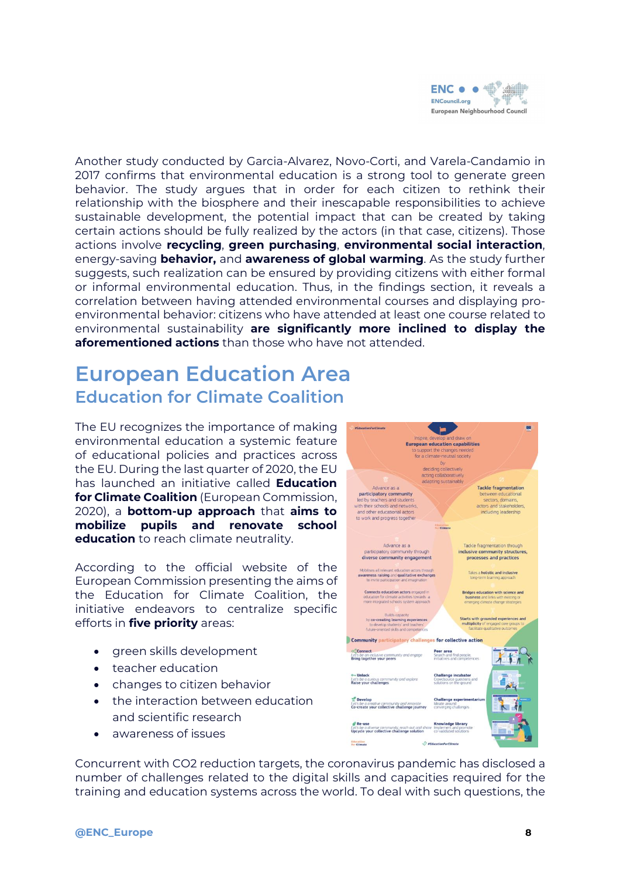Another study conducted by Garcia-Alvarez, Novo-Corti, and Varela-Candamio in 2017 confirms that environmental education is a strong tool to generate green behavior. The study argues that in order for each citizen to rethink their relationship with the biosphere and their inescapable responsibilities to achieve sustainable development, the potential impact that can be created by taking certain actions should be fully realized by the actors (in that case, citizens). Those actions involve **recycling**, **green purchasing**, **environmental social interaction**, energy-saving **behavior,** and **awareness of global warming**. As the study further suggests, such realization can be ensured by providing citizens with either formal or informal environmental education. Thus, in the findings section, it reveals a correlation between having attended environmental courses and displaying pro-environmental behavior: citizens who have attended at least one course related to environmental sustainability **are significantly more inclined to display the aforementioned actions** than those who have not attended.

# European Education Area

## Education for Climate Coalition

The EU recognizes the importance of making environmental education a systemic feature of educational policies and practices across the EU. During the last quarter of 2020, the EU has launched an initiative called **Education for Climate Coalition** (European Commission, 2020), a **bottom-up approach** that **aims to mobilize pupils and renovate school education** to reach climate neutrality.

According to the official website of the European Commission presenting the aims of the Education for Climate Coalition, the initiative endeavors to centralize specific efforts in **five priority** areas:

- green skills development
- teacher education
- changes to citizen behavior
- the interaction between education and scientific research
- awareness of issues

Concurrent with CO2 reduction targets, the coronavirus pandemic has disclosed a number of challenges related to the digital skills and capacities required for the training and education systems across the world. To deal with such questions, the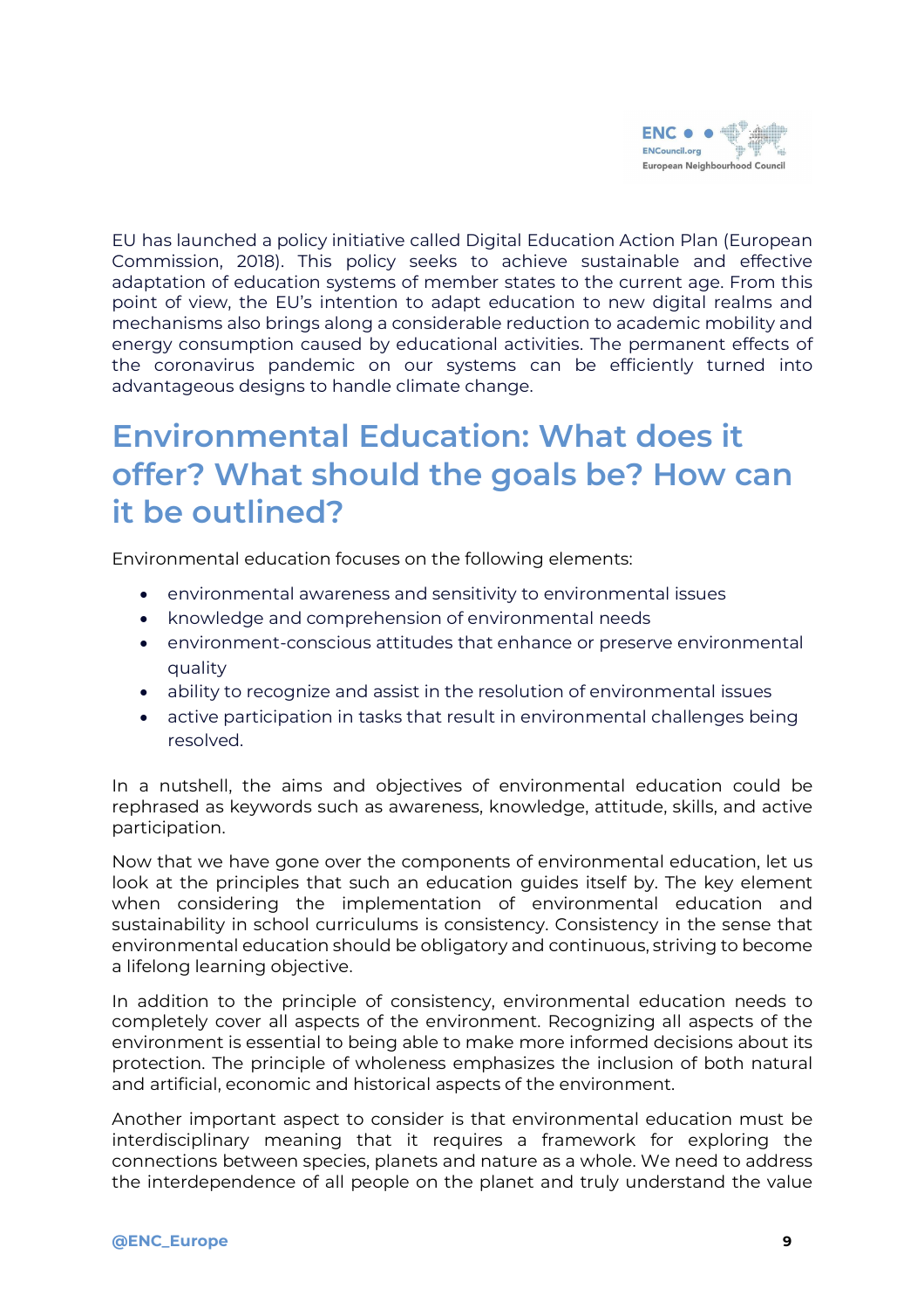EU has launched a policy initiative called Digital Education Action Plan (European Commission, 2018). This policy seeks to achieve sustainable and effective adaptation of education systems of member states to the current age. From this point of view, the EU's intention to adapt education to new digital realms and mechanisms also brings along a considerable reduction to academic mobility and energy consumption caused by educational activities. The permanent effects of the coronavirus pandemic on our systems can be efficiently turned into advantageous designs to handle climate change.

## Environmental Education: What does it offer? What should the goals be? How can it be outlined?

Environmental education focuses on the following elements:

- environmental awareness and sensitivity to environmental issues
- knowledge and comprehension of environmental needs
- environment-conscious attitudes that enhance or preserve environmental quality
- ability to recognize and assist in the resolution of environmental issues
- active participation in tasks that result in environmental challenges being resolved.

In a nutshell, the aims and objectives of environmental education could be rephrased as keywords such as awareness, knowledge, attitude, skills, and active participation.

Now that we have gone over the components of environmental education, let us look at the principles that such an education guides itself by. The key element when considering the implementation of environmental education and sustainability in school curriculums is consistency. Consistency in the sense that environmental education should be obligatory and continuous, striving to become a lifelong learning objective.

In addition to the principle of consistency, environmental education needs to completely cover all aspects of the environment. Recognizing all aspects of the environment is essential to being able to make more informed decisions about its protection. The principle of wholeness emphasizes the inclusion of both natural and artificial, economic and historical aspects of the environment.

Another important aspect to consider is that environmental education must be interdisciplinary meaning that it requires a framework for exploring the connections between species, planets and nature as a whole. We need to address the interdependence of all people on the planet and truly understand the value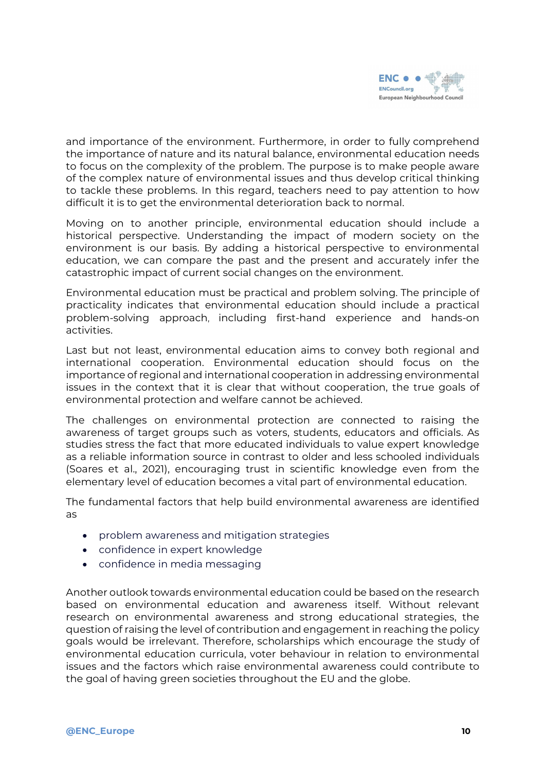and importance of the environment. Furthermore, in order to fully comprehend the importance of nature and its natural balance, environmental education needs to focus on the complexity of the problem. The purpose is to make people aware of the complex nature of environmental issues and thus develop critical thinking to tackle these problems. In this regard, teachers need to pay attention to how difficult it is to get the environmental deterioration back to normal.

Moving on to another principle, environmental education should include a historical perspective. Understanding the impact of modern society on the environment is our basis. By adding a historical perspective to environmental education, we can compare the past and the present and accurately infer the catastrophic impact of current social changes on the environment.

Environmental education must be practical and problem solving. The principle of practicality indicates that environmental education should include a practical problem-solving approach, including first-hand experience and hands-on activities.

Last but not least, environmental education aims to convey both regional and international cooperation. Environmental education should focus on the importance of regional and international cooperation in addressing environmental issues in the context that it is clear that without cooperation, the true goals of environmental protection and welfare cannot be achieved.

The challenges on environmental protection are connected to raising the awareness of target groups such as voters, students, educators and officials. As studies stress the fact that more educated individuals to value expert knowledge as a reliable information source in contrast to older and less schooled individuals (Soares et al., 2021), encouraging trust in scientific knowledge even from the elementary level of education becomes a vital part of environmental education.

The fundamental factors that help build environmental awareness are identified as

- problem awareness and mitigation strategies
- confidence in expert knowledge
- confidence in media messaging

Another outlook towards environmental education could be based on the research based on environmental education and awareness itself. Without relevant research on environmental awareness and strong educational strategies, the question of raising the level of contribution and engagement in reaching the policy goals would be irrelevant. Therefore, scholarships which encourage the study of environmental education curricula, voter behaviour in relation to environmental issues and the factors which raise environmental awareness could contribute to the goal of having green societies throughout the EU and the globe.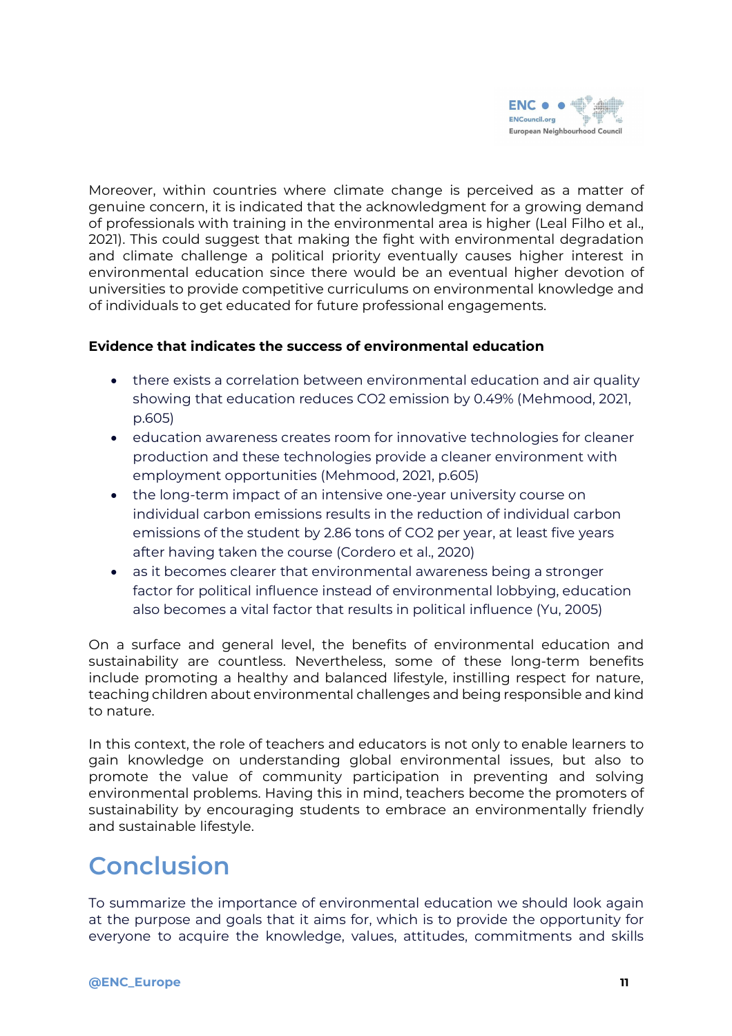Moreover, within countries where climate change is perceived as a matter of genuine concern, it is indicated that the acknowledgment for a growing demand of professionals with training in the environmental area is higher (Leal Filho et al., 2021). This could suggest that making the fight with environmental degradation and climate challenge a political priority eventually causes higher interest in environmental education since there would be an eventual higher devotion of universities to provide competitive curriculums on environmental knowledge and of individuals to get educated for future professional engagements.

**Evidence that indicates the success of environmental education**

- there exists a correlation between environmental education and air quality showing that education reduces $CO_2$ emission by 0.49% (Mehmood, 2021, p.605)
- education awareness creates room for innovative technologies for cleaner production and these technologies provide a cleaner environment with employment opportunities (Mehmood, 2021, p.605)
- the long-term impact of an intensive one-year university course on individual carbon emissions results in the reduction of individual carbon emissions of the student by 2.86 tons of $CO_2$ per year, at least five years after having taken the course (Cordero et al., 2020)
- as it becomes clearer that environmental awareness being a stronger factor for political influence instead of environmental lobbying, education also becomes a vital factor that results in political influence (Yu, 2005)

On a surface and general level, the benefits of environmental education and sustainability are countless. Nevertheless, some of these long-term benefits include promoting a healthy and balanced lifestyle, instilling respect for nature, teaching children about environmental challenges and being responsible and kind to nature.

In this context, the role of teachers and educators is not only to enable learners to gain knowledge on understanding global environmental issues, but also to promote the value of community participation in preventing and solving environmental problems. Having this in mind, teachers become the promoters of sustainability by encouraging students to embrace an environmentally friendly and sustainable lifestyle.

# Conclusion

To summarize the importance of environmental education we should look again at the purpose and goals that it aims for, which is to provide the opportunity for everyone to acquire the knowledge, values, attitudes, commitments and skills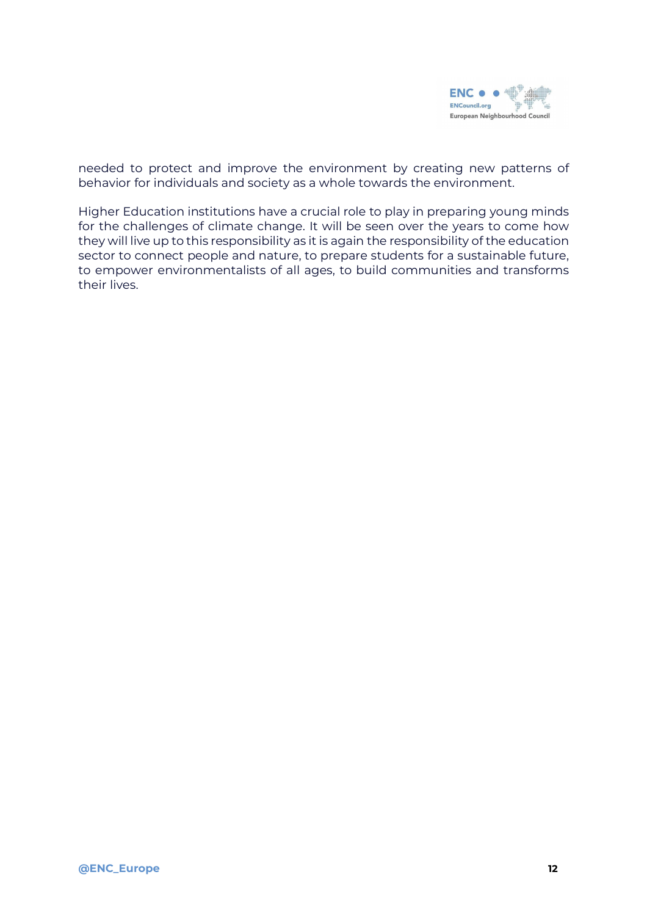needed to protect and improve the environment by creating new patterns of behavior for individuals and society as a whole towards the environment.

Higher Education institutions have a crucial role to play in preparing young minds for the challenges of climate change. It will be seen over the years to come how they will live up to this responsibility as it is again the responsibility of the education sector to connect people and nature, to prepare students for a sustainable future, to empower environmentalists of all ages, to build communities and transforms their lives.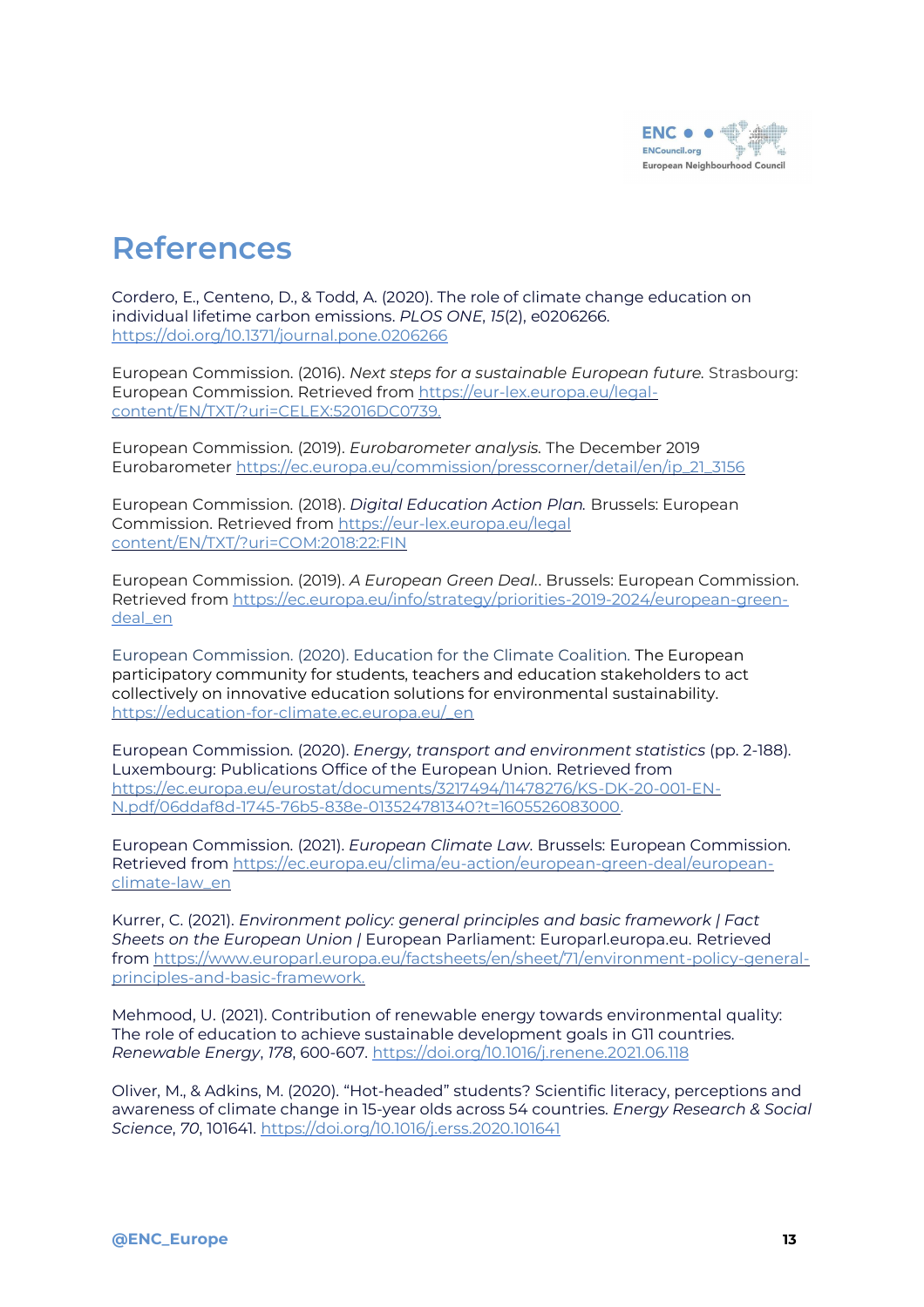# References

Cordero, E., Centeno, D., & Todd, A. (2020). The role of climate change education on individual lifetime carbon emissions. *PLOS ONE*, *15*(2), e0206266. https://doi.org/10.1371/journal.pone.0206266

European Commission. (2016). *Next steps for a sustainable European future.* Strasbourg: European Commission. Retrieved from https://eur-lex.europa.eu/legal-content/EN/TXT/?uri=CELEX:52016DC0739.

European Commission. (2019). *Eurobarometer analysis.* The December 2019 Eurobarometer https://ec.europa.eu/commission/presscorner/detail/en/ip_21_3156

European Commission. (2018). *Digital Education Action Plan.* Brussels: European Commission. Retrieved from https://eur-lex.europa.eu/legal content/EN/TXT/?uri=COM:2018:22:FIN

European Commission. (2019). *A European Green Deal.*. Brussels: European Commission. Retrieved from https://ec.europa.eu/info/strategy/priorities-2019-2024/european-green-deal_en

European Commission. (2020). Education for the Climate Coalition. The European participatory community for students, teachers and education stakeholders to act collectively on innovative education solutions for environmental sustainability. https://education-for-climate.ec.europa.eu/_en

European Commission. (2020). *Energy, transport and environment statistics* (pp. 2-188). Luxembourg: Publications Office of the European Union. Retrieved from https://ec.europa.eu/eurostat/documents/3217494/11478276/KS-DK-20-001-EN-N.pdf/06ddaf8d-1745-76b5-838e-013524781340?t=1605526083000.

European Commission. (2021). *European Climate Law*. Brussels: European Commission. Retrieved from https://ec.europa.eu/clima/eu-action/european-green-deal/european-climate-law_en

Kurrer, C. (2021). *Environment policy: general principles and basic framework | Fact Sheets on the European Union* | European Parliament: Europarl.europa.eu. Retrieved from https://www.europarl.europa.eu/factsheets/en/sheet/71/environment-policy-general-principles-and-basic-framework.

Mehmood, U. (2021). Contribution of renewable energy towards environmental quality: The role of education to achieve sustainable development goals in G11 countries. *Renewable Energy*, *178*, 600-607. https://doi.org/10.1016/j.renene.2021.06.118

Oliver, M., & Adkins, M. (2020). "Hot-headed" students? Scientific literacy, perceptions and awareness of climate change in 15-year olds across 54 countries. *Energy Research & Social Science*, *70*, 101641. https://doi.org/10.1016/j.erss.2020.101641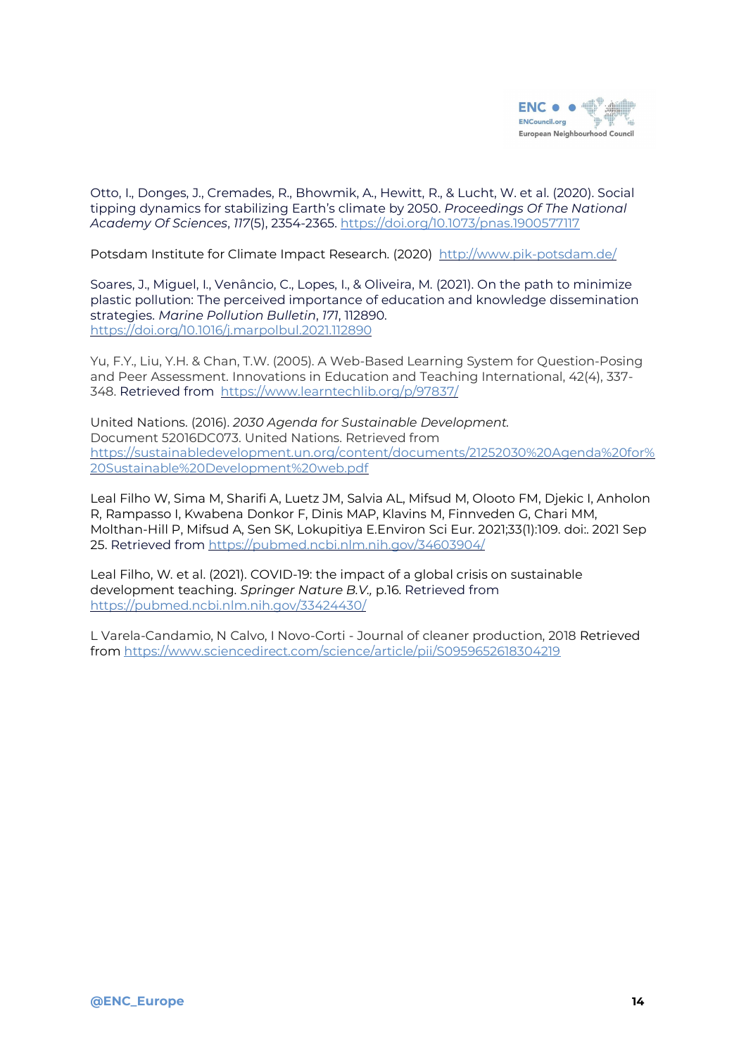Otto, I., Donges, J., Cremades, R., Bhowmik, A., Hewitt, R., & Lucht, W. et al. (2020). Social tipping dynamics for stabilizing Earth's climate by 2050. *Proceedings Of The National Academy Of Sciences*, *117*(5), 2354-2365. https://doi.org/10.1073/pnas.1900577117

Potsdam Institute for Climate Impact Research. (2020) http://www.pik-potsdam.de/

Soares, J., Miguel, I., Venâncio, C., Lopes, I., & Oliveira, M. (2021). On the path to minimize plastic pollution: The perceived importance of education and knowledge dissemination strategies. *Marine Pollution Bulletin*, *171*, 112890. https://doi.org/10.1016/j.marpolbul.2021.112890

Yu, F.Y., Liu, Y.H. & Chan, T.W. (2005). A Web-Based Learning System for Question-Posing and Peer Assessment. Innovations in Education and Teaching International, 42(4), 337-348. Retrieved from https://www.learntechlib.org/p/97837/

United Nations. (2016). *2030 Agenda for Sustainable Development.* Document 52016DC073. United Nations. Retrieved from https://sustainabledevelopment.un.org/content/documents/21252030%20Agenda%20for%20Sustainable%20Development%20web.pdf

Leal Filho W, Sima M, Sharifi A, Luetz JM, Salvia AL, Mifsud M, Olooto FM, Djekic I, Anholon R, Rampasso I, Kwabena Donkor F, Dinis MAP, Klavins M, Finnveden G, Chari MM, Molthan-Hill P, Mifsud A, Sen SK, Lokupitiya E.Environ Sci Eur. 2021;33(1):109. doi:. 2021 Sep 25. Retrieved from https://pubmed.ncbi.nlm.nih.gov/34603904/

Leal Filho, W. et al. (2021). COVID-19: the impact of a global crisis on sustainable development teaching. *Springer Nature B.V.,* p.16. Retrieved from https://pubmed.ncbi.nlm.nih.gov/33424430/

L Varela-Candamio, N Calvo, I Novo-Corti - Journal of cleaner production, 2018 Retrieved from https://www.sciencedirect.com/science/article/pii/S0959652618304219